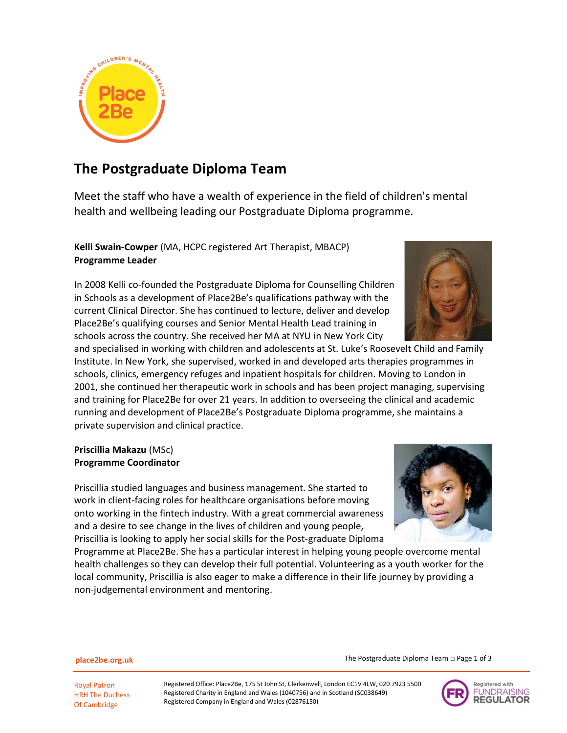# The Postgraduate Diploma Team

Meet the staff who have a wealth of experience in the field of children's mental health and wellbeing leading our Postgraduate Diploma programme.

**Kelli Swain-Cowper** (MA, HCPC registered Art Therapist, MBACP)
**Programme Leader**

In 2008 Kelli co-founded the Postgraduate Diploma for Counselling Children in Schools as a development of Place2Be's qualifications pathway with the current Clinical Director. She has continued to lecture, deliver and develop Place2Be's qualifying courses and Senior Mental Health Lead training in schools across the country. She received her MA at NYU in New York City and specialised in working with children and adolescents at St. Luke's Roosevelt Child and Family Institute. In New York, she supervised, worked in and developed arts therapies programmes in schools, clinics, emergency refuges and inpatient hospitals for children. Moving to London in 2001, she continued her therapeutic work in schools and has been project managing, supervising and training for Place2Be for over 21 years. In addition to overseeing the clinical and academic running and development of Place2Be's Postgraduate Diploma programme, she maintains a private supervision and clinical practice.

**Priscillia Makazu** (MSc)
**Programme Coordinator**

Priscillia studied languages and business management. She started to work in client-facing roles for healthcare organisations before moving onto working in the fintech industry. With a great commercial awareness and a desire to see change in the lives of children and young people, Priscillia is looking to apply her social skills for the Post-graduate Diploma Programme at Place2Be. She has a particular interest in helping young people overcome mental health challenges so they can develop their full potential. Volunteering as a youth worker for the local community, Priscillia is also eager to make a difference in their life journey by providing a non-judgemental environment and mentoring.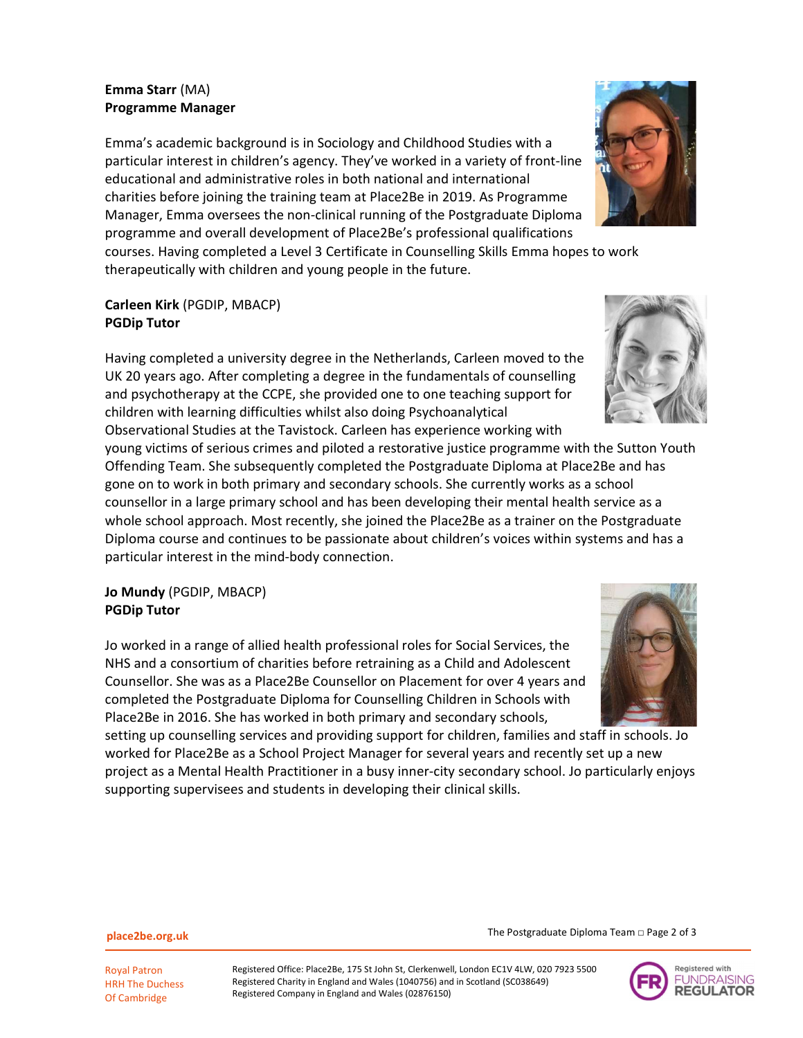**Emma Starr** (MA)
**Programme Manager**

Emma's academic background is in Sociology and Childhood Studies with a particular interest in children's agency. They've worked in a variety of front-line educational and administrative roles in both national and international charities before joining the training team at Place2Be in 2019. As Programme Manager, Emma oversees the non-clinical running of the Postgraduate Diploma programme and overall development of Place2Be's professional qualifications courses. Having completed a Level 3 Certificate in Counselling Skills Emma hopes to work therapeutically with children and young people in the future.

**Carleen Kirk** (PGDIP, MBACP)
**PGDip Tutor**

Having completed a university degree in the Netherlands, Carleen moved to the UK 20 years ago. After completing a degree in the fundamentals of counselling and psychotherapy at the CCPE, she provided one to one teaching support for children with learning difficulties whilst also doing Psychoanalytical Observational Studies at the Tavistock. Carleen has experience working with young victims of serious crimes and piloted a restorative justice programme with the Sutton Youth Offending Team. She subsequently completed the Postgraduate Diploma at Place2Be and has gone on to work in both primary and secondary schools. She currently works as a school counsellor in a large primary school and has been developing their mental health service as a whole school approach. Most recently, she joined the Place2Be as a trainer on the Postgraduate Diploma course and continues to be passionate about children's voices within systems and has a particular interest in the mind-body connection.

**Jo Mundy** (PGDIP, MBACP)
**PGDip Tutor**

Jo worked in a range of allied health professional roles for Social Services, the NHS and a consortium of charities before retraining as a Child and Adolescent Counsellor. She was as a Place2Be Counsellor on Placement for over 4 years and completed the Postgraduate Diploma for Counselling Children in Schools with Place2Be in 2016. She has worked in both primary and secondary schools, setting up counselling services and providing support for children, families and staff in schools. Jo worked for Place2Be as a School Project Manager for several years and recently set up a new project as a Mental Health Practitioner in a busy inner-city secondary school. Jo particularly enjoys supporting supervisees and students in developing their clinical skills.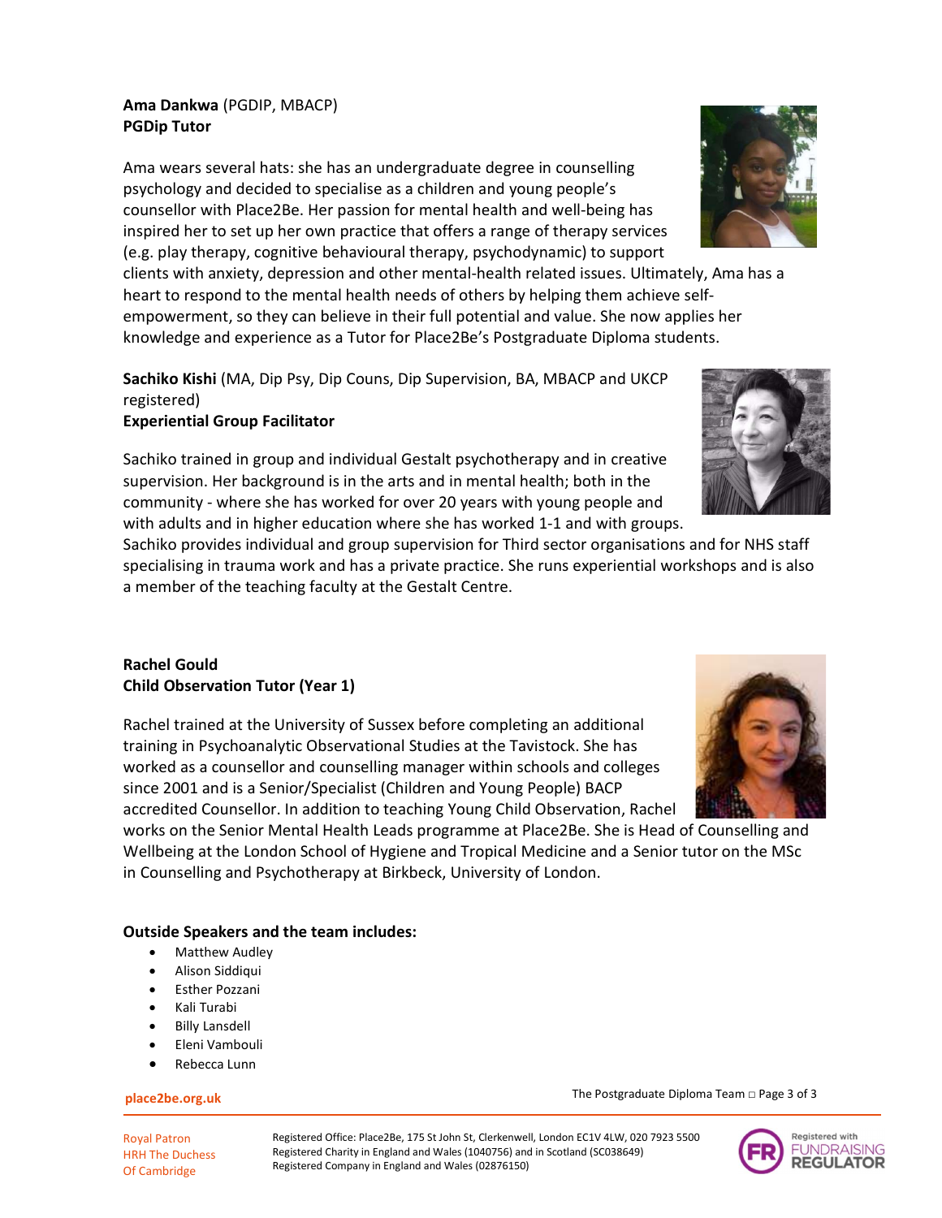**Ama Dankwa** (PGDIP, MBACP)
**PGDip Tutor**

Ama wears several hats: she has an undergraduate degree in counselling psychology and decided to specialise as a children and young people's counsellor with Place2Be. Her passion for mental health and well-being has inspired her to set up her own practice that offers a range of therapy services (e.g. play therapy, cognitive behavioural therapy, psychodynamic) to support clients with anxiety, depression and other mental-health related issues. Ultimately, Ama has a heart to respond to the mental health needs of others by helping them achieve self-empowerment, so they can believe in their full potential and value. She now applies her knowledge and experience as a Tutor for Place2Be's Postgraduate Diploma students.

**Sachiko Kishi** (MA, Dip Psy, Dip Couns, Dip Supervision, BA, MBACP and UKCP registered)
**Experiential Group Facilitator**

Sachiko trained in group and individual Gestalt psychotherapy and in creative supervision. Her background is in the arts and in mental health; both in the community - where she has worked for over 20 years with young people and with adults and in higher education where she has worked 1-1 and with groups. Sachiko provides individual and group supervision for Third sector organisations and for NHS staff specialising in trauma work and has a private practice. She runs experiential workshops and is also a member of the teaching faculty at the Gestalt Centre.

**Rachel Gould**
**Child Observation Tutor (Year 1)**

Rachel trained at the University of Sussex before completing an additional training in Psychoanalytic Observational Studies at the Tavistock. She has worked as a counsellor and counselling manager within schools and colleges since 2001 and is a Senior/Specialist (Children and Young People) BACP accredited Counsellor. In addition to teaching Young Child Observation, Rachel works on the Senior Mental Health Leads programme at Place2Be. She is Head of Counselling and Wellbeing at the London School of Hygiene and Tropical Medicine and a Senior tutor on the MSc in Counselling and Psychotherapy at Birkbeck, University of London.

**Outside Speakers and the team includes:**

- Matthew Audley
- Alison Siddiqui
- Esther Pozzani
- Kali Turabi
- Billy Lansdell
- Eleni Vambouli
- Rebecca Lunn